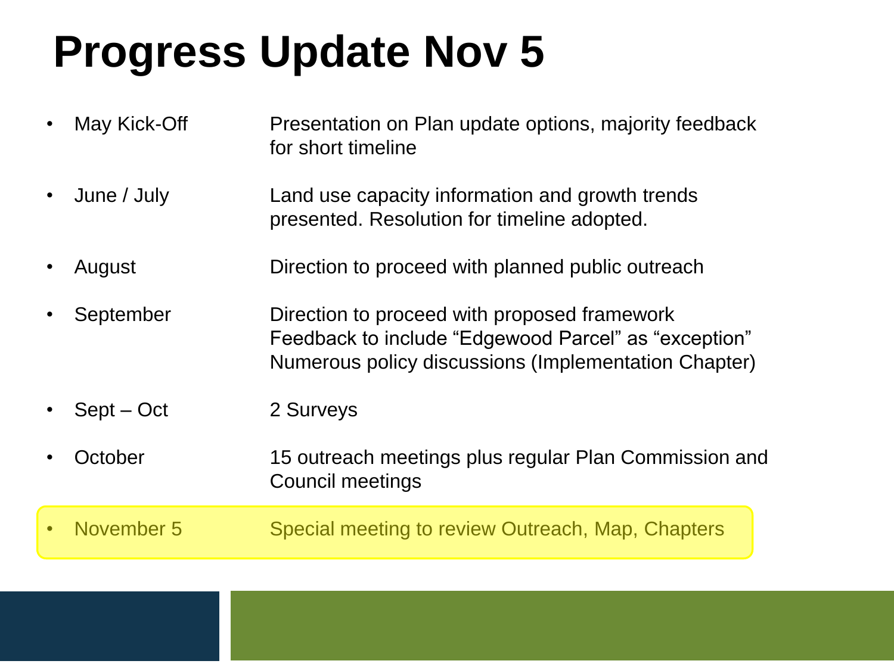# Progress Update Nov 5

| | |
|---|---|
| May Kick-Off | Presentation on Plan update options, majority feedback for short timeline |
| June / July | Land use capacity information and growth trends presented. Resolution for timeline adopted. |
| August | Direction to proceed with planned public outreach |
| September | Direction to proceed with proposed framework<br>Feedback to include “Edgewood Parcel” as “exception”<br>Numerous policy discussions (Implementation Chapter) |
| Sept – Oct | 2 Surveys |
| October | 15 outreach meetings plus regular Plan Commission and Council meetings |
| November 5 | Special meeting to review Outreach, Map, Chapters |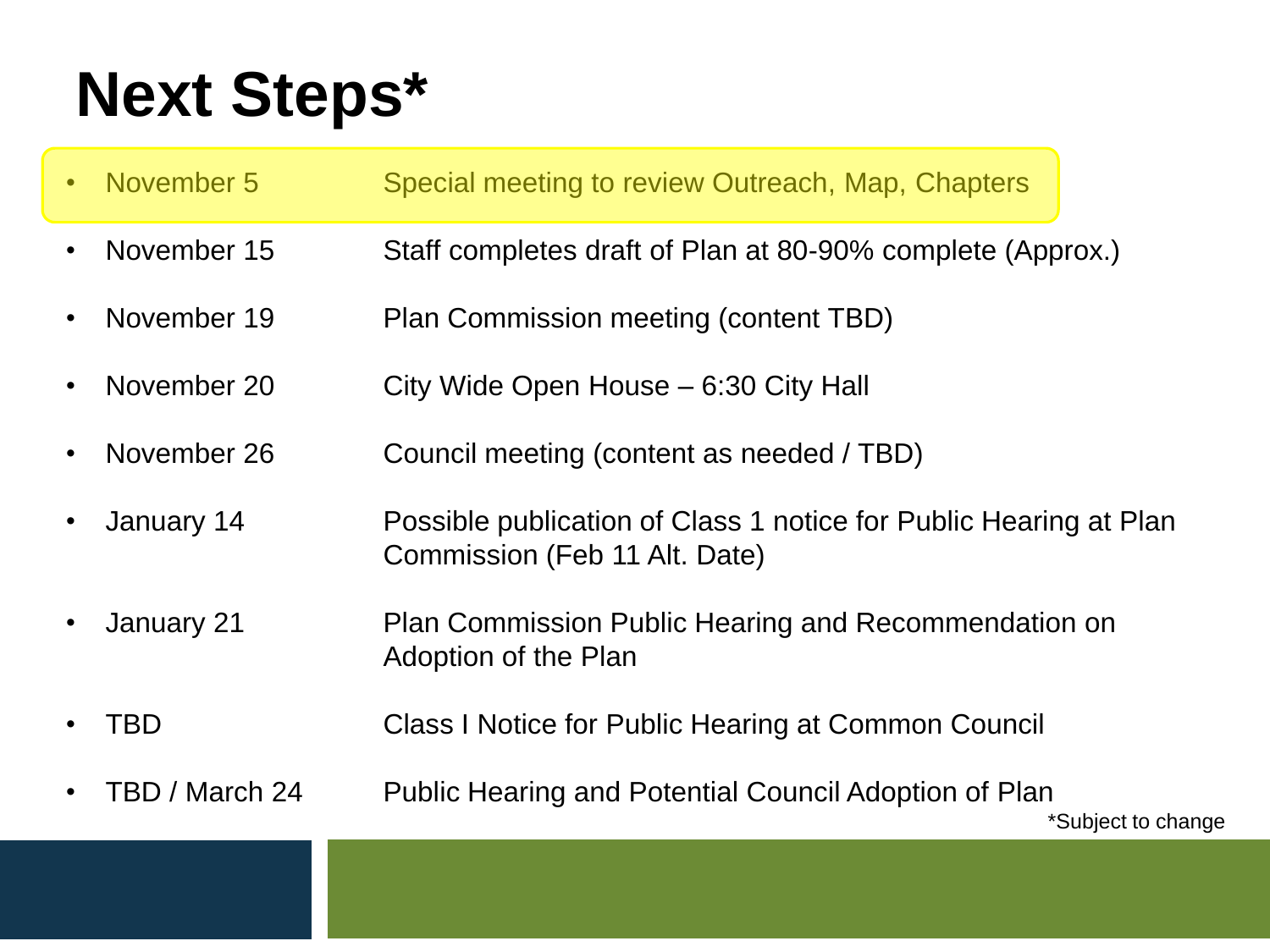# Next Steps*

- November 5 — Special meeting to review Outreach, Map, Chapters
- November 15 — Staff completes draft of Plan at 80-90% complete (Approx.)
- November 19 — Plan Commission meeting (content TBD)
- November 20 — City Wide Open House – 6:30 City Hall
- November 26 — Council meeting (content as needed / TBD)
- January 14 — Possible publication of Class 1 notice for Public Hearing at Plan Commission (Feb 11 Alt. Date)
- January 21 — Plan Commission Public Hearing and Recommendation on Adoption of the Plan
- TBD — Class I Notice for Public Hearing at Common Council
- TBD / March 24 — Public Hearing and Potential Council Adoption of Plan

*Subject to change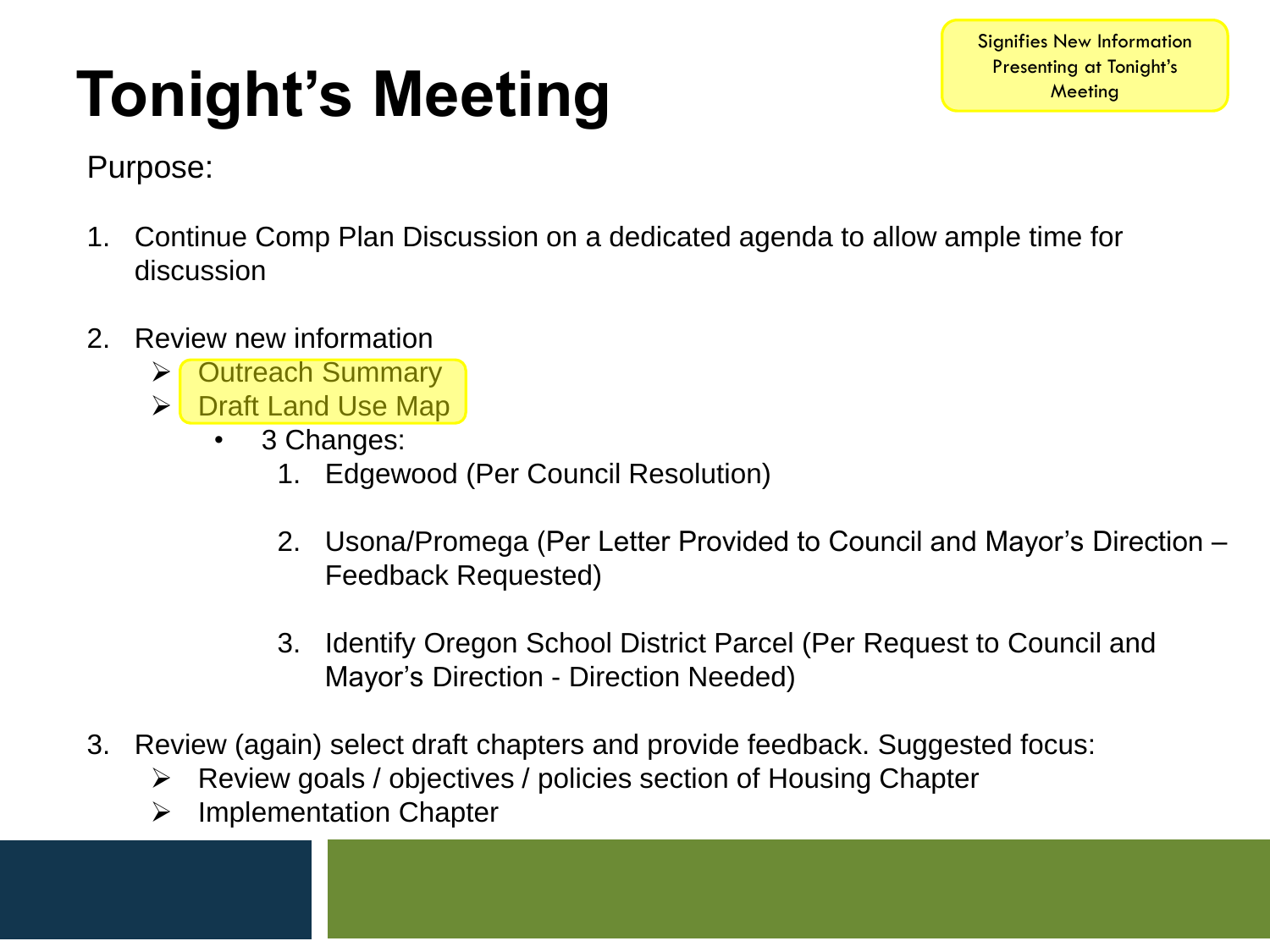# Tonight's Meeting

Signifies New Information Presenting at Tonight's Meeting

Purpose:

1. Continue Comp Plan Discussion on a dedicated agenda to allow ample time for discussion

2. Review new information
   - Outreach Summary
   - Draft Land Use Map
     - 3 Changes:
       1. Edgewood (Per Council Resolution)
       2. Usona/Promega (Per Letter Provided to Council and Mayor's Direction – Feedback Requested)
       3. Identify Oregon School District Parcel (Per Request to Council and Mayor's Direction - Direction Needed)

3. Review (again) select draft chapters and provide feedback. Suggested focus:
   - Review goals / objectives / policies section of Housing Chapter
   - Implementation Chapter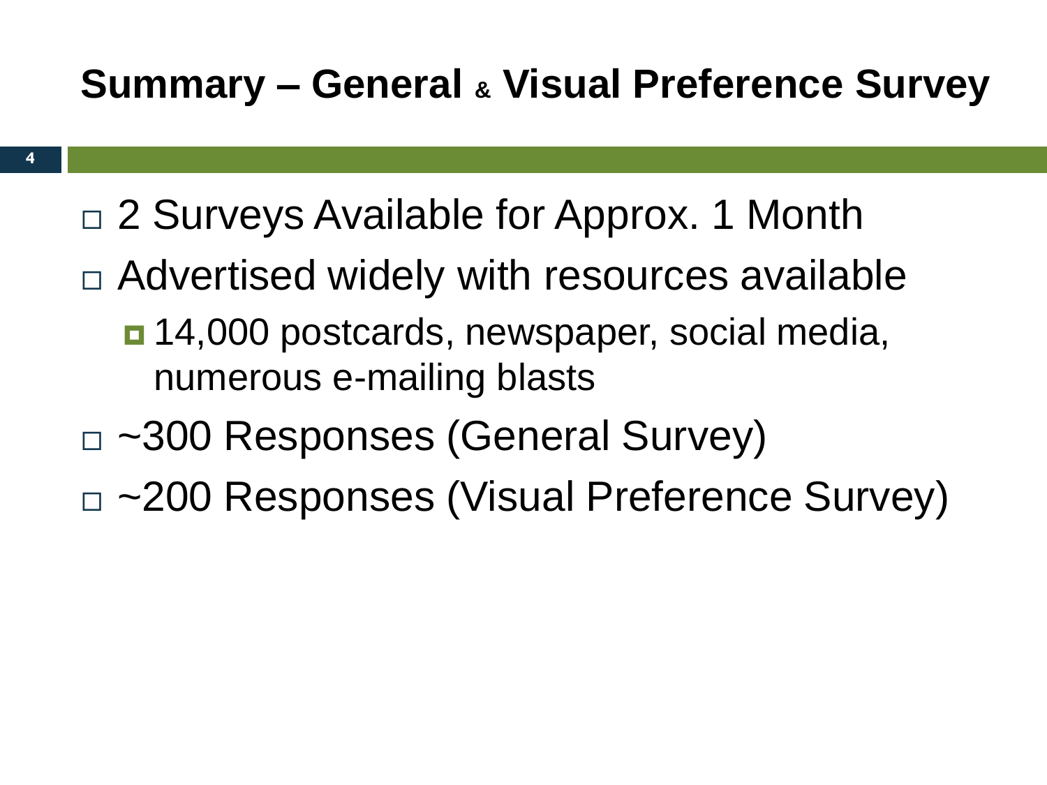# Summary – General & Visual Preference Survey

- 2 Surveys Available for Approx. 1 Month
- Advertised widely with resources available
  - 14,000 postcards, newspaper, social media, numerous e-mailing blasts
- ~300 Responses (General Survey)
- ~200 Responses (Visual Preference Survey)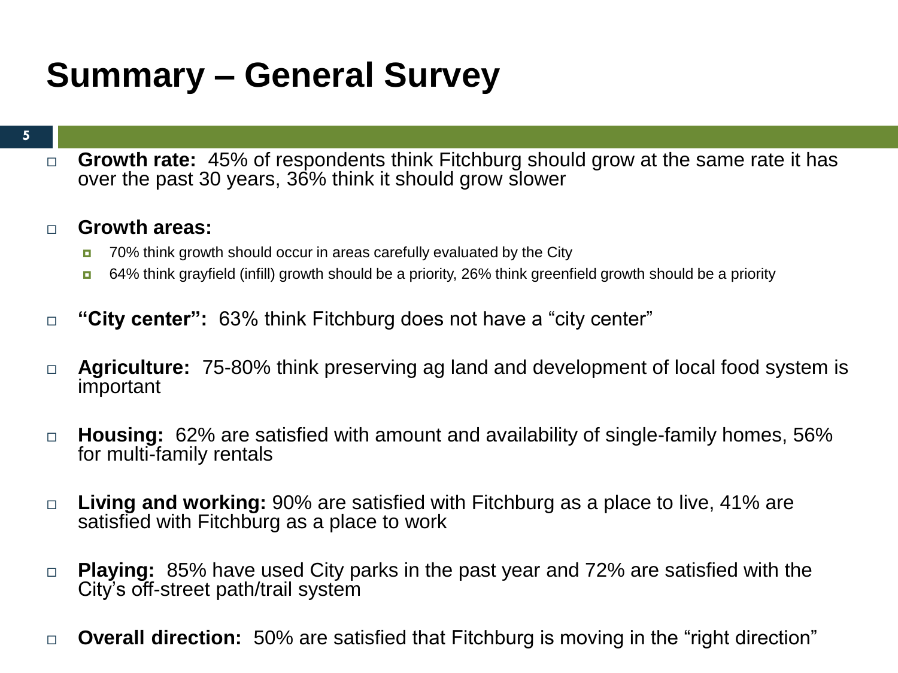# Summary – General Survey

- **Growth rate:** 45% of respondents think Fitchburg should grow at the same rate it has over the past 30 years, 36% think it should grow slower

- **Growth areas:**
  - 70% think growth should occur in areas carefully evaluated by the City
  - 64% think grayfield (infill) growth should be a priority, 26% think greenfield growth should be a priority

- **"City center":** 63% think Fitchburg does not have a "city center"

- **Agriculture:** 75-80% think preserving ag land and development of local food system is important

- **Housing:** 62% are satisfied with amount and availability of single-family homes, 56% for multi-family rentals

- **Living and working:** 90% are satisfied with Fitchburg as a place to live, 41% are satisfied with Fitchburg as a place to work

- **Playing:** 85% have used City parks in the past year and 72% are satisfied with the City's off-street path/trail system

- **Overall direction:** 50% are satisfied that Fitchburg is moving in the "right direction"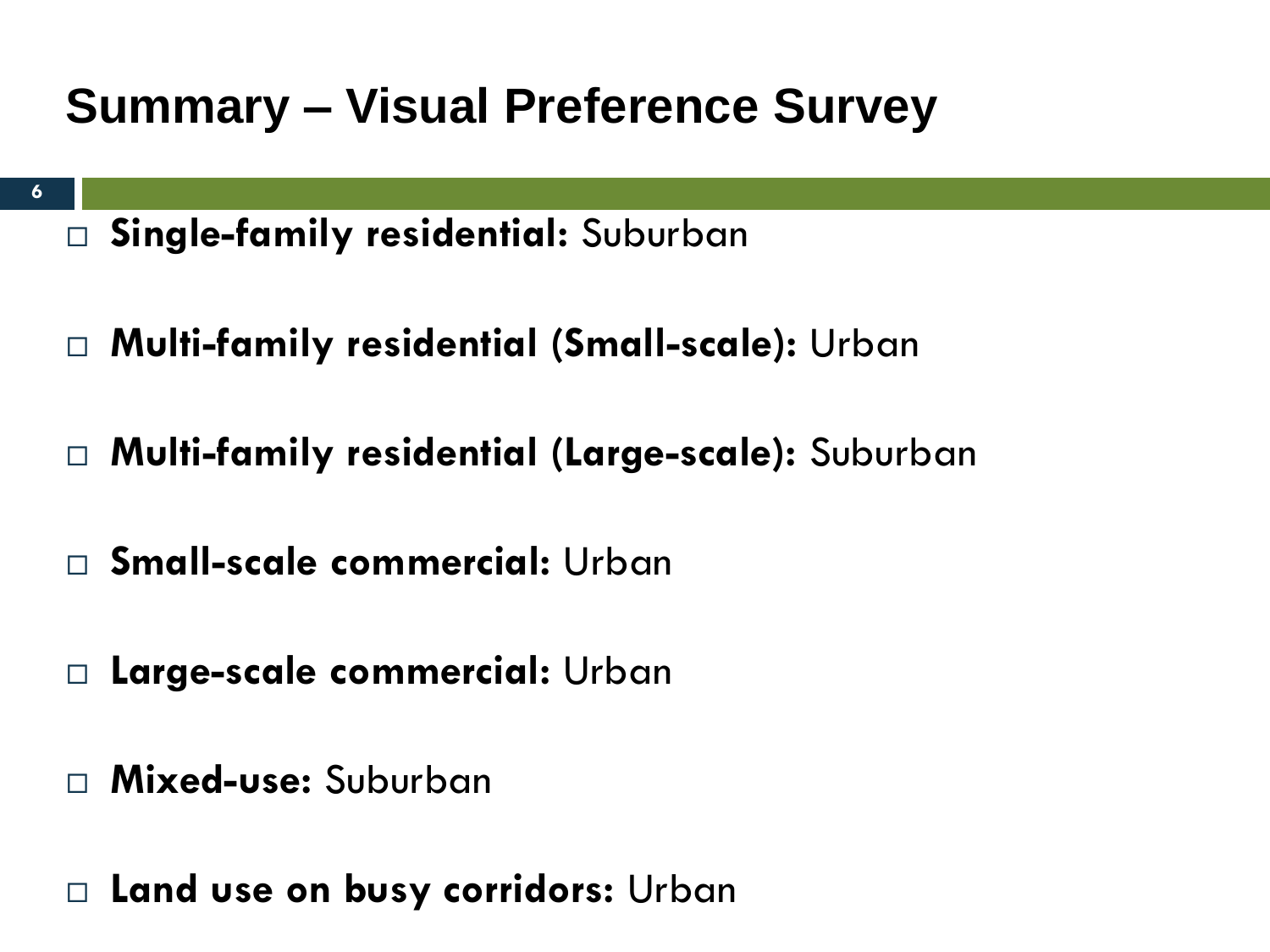# Summary – Visual Preference Survey

- **Single-family residential:** Suburban
- **Multi-family residential (Small-scale):** Urban
- **Multi-family residential (Large-scale):** Suburban
- **Small-scale commercial:** Urban
- **Large-scale commercial:** Urban
- **Mixed-use:** Suburban
- **Land use on busy corridors:** Urban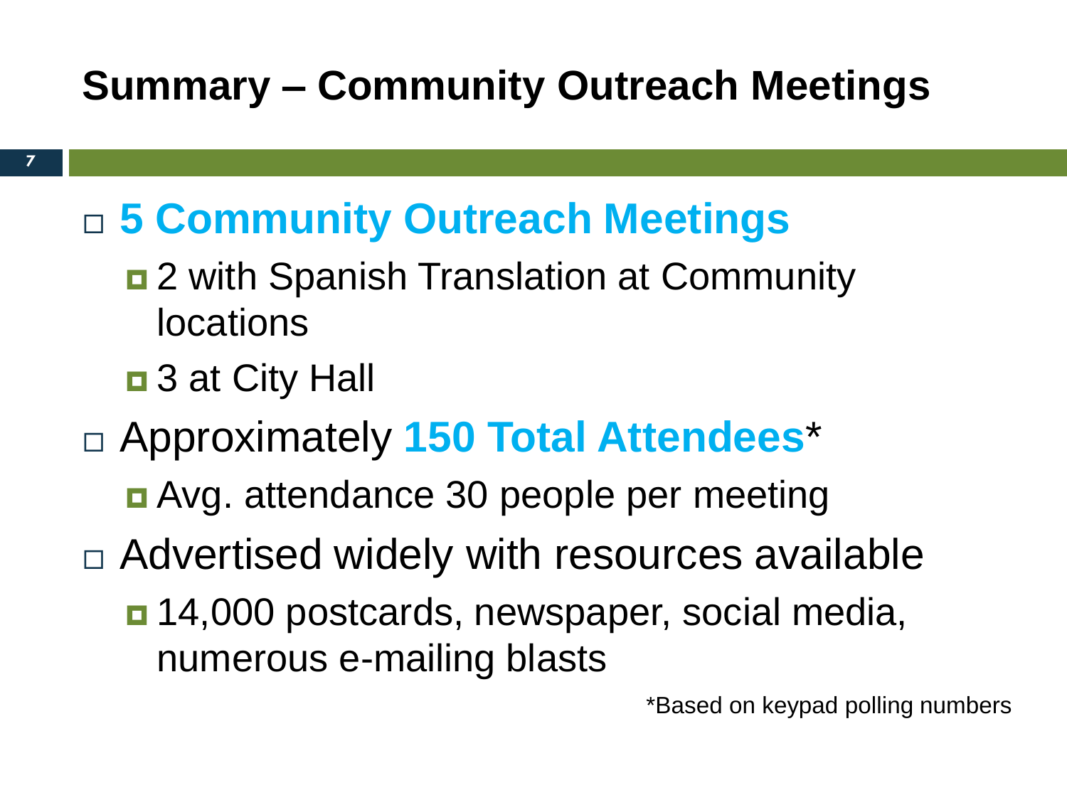# Summary – Community Outreach Meetings

- **5 Community Outreach Meetings**
  - 2 with Spanish Translation at Community locations
  - 3 at City Hall
- Approximately **150 Total Attendees***
  - Avg. attendance 30 people per meeting
- Advertised widely with resources available
  - 14,000 postcards, newspaper, social media, numerous e-mailing blasts

*Based on keypad polling numbers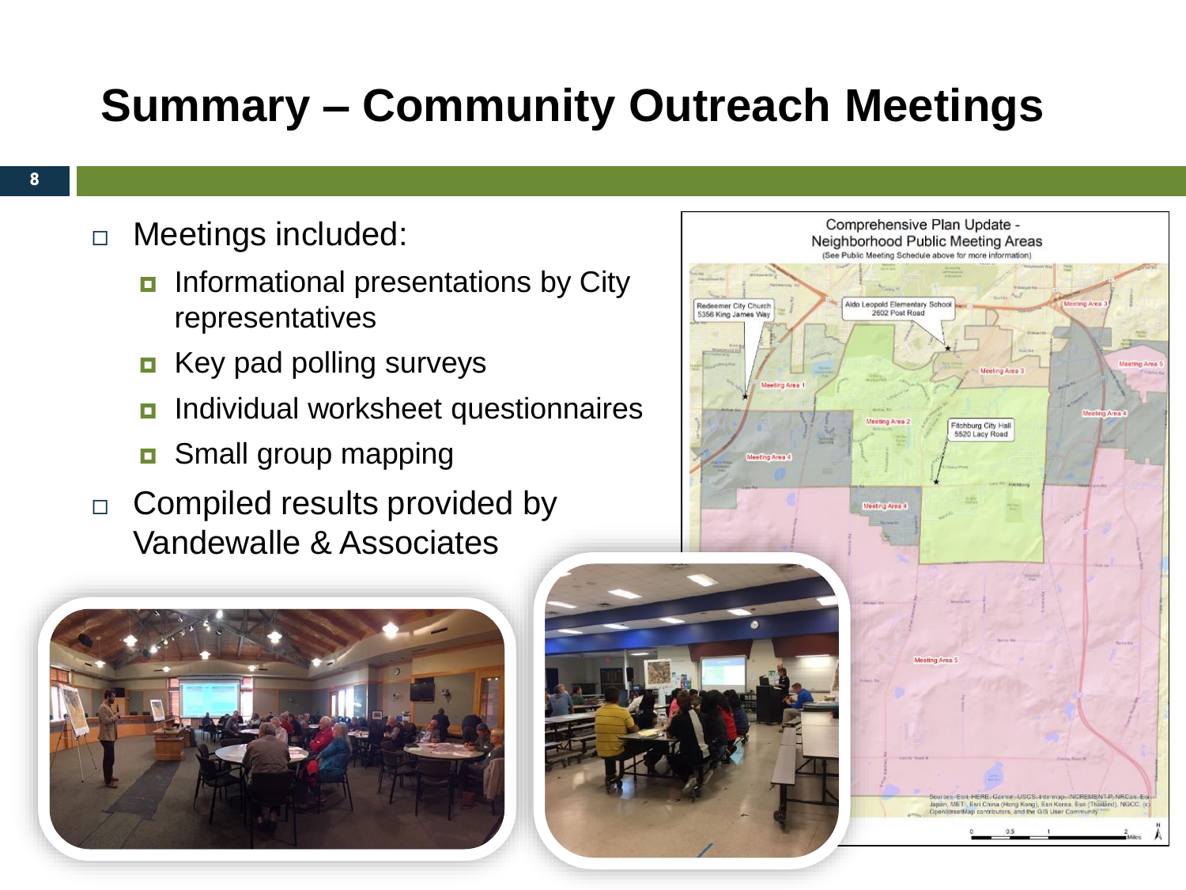# Summary – Community Outreach Meetings

- Meetings included:
  - Informational presentations by City representatives
  - Key pad polling surveys
  - Individual worksheet questionnaires
  - Small group mapping
- Compiled results provided by Vandewalle & Associates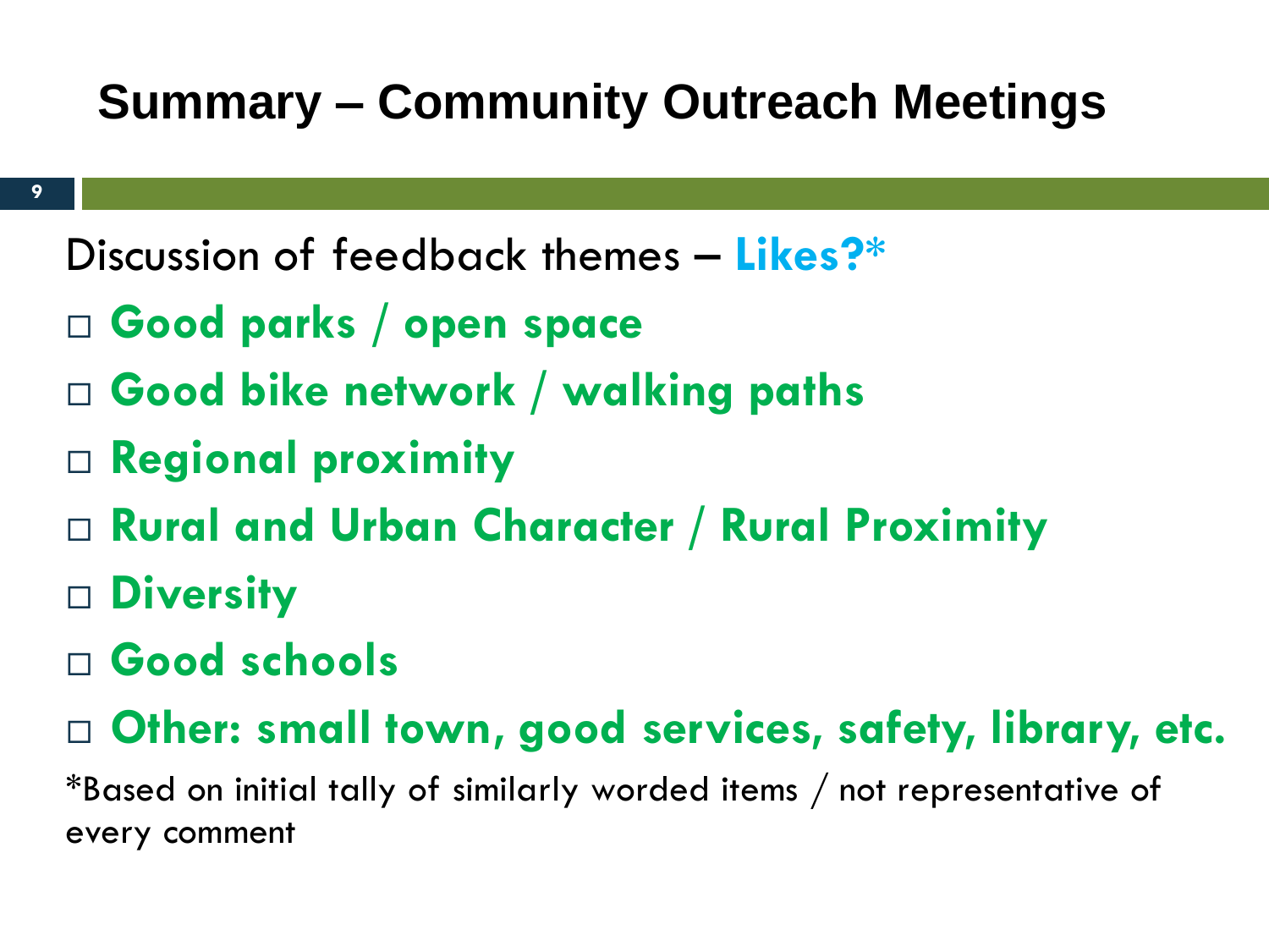# Summary – Community Outreach Meetings

Discussion of feedback themes – **Likes?***

- **Good parks / open space**
- **Good bike network / walking paths**
- **Regional proximity**
- **Rural and Urban Character / Rural Proximity**
- **Diversity**
- **Good schools**
- **Other: small town, good services, safety, library, etc.**

*Based on initial tally of similarly worded items / not representative of every comment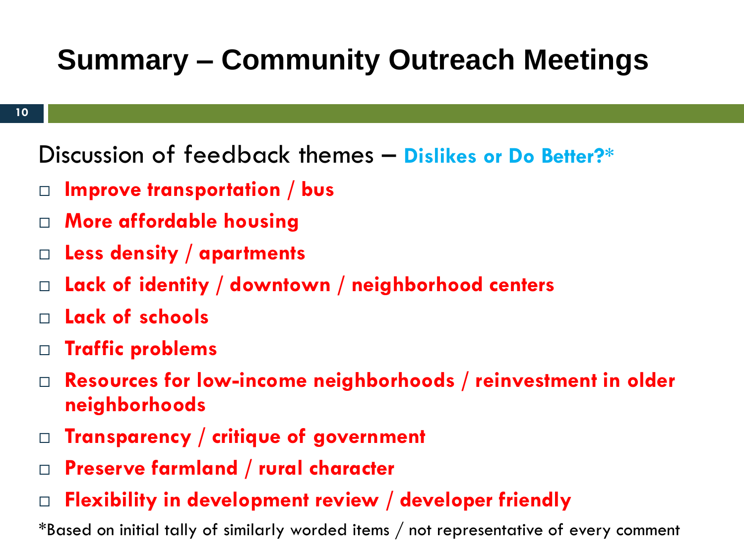# Summary – Community Outreach Meetings

Discussion of feedback themes – **Dislikes or Do Better?***

- **Improve transportation / bus**
- **More affordable housing**
- **Less density / apartments**
- **Lack of identity / downtown / neighborhood centers**
- **Lack of schools**
- **Traffic problems**
- **Resources for low-income neighborhoods / reinvestment in older neighborhoods**
- **Transparency / critique of government**
- **Preserve farmland / rural character**
- **Flexibility in development review / developer friendly**

*Based on initial tally of similarly worded items / not representative of every comment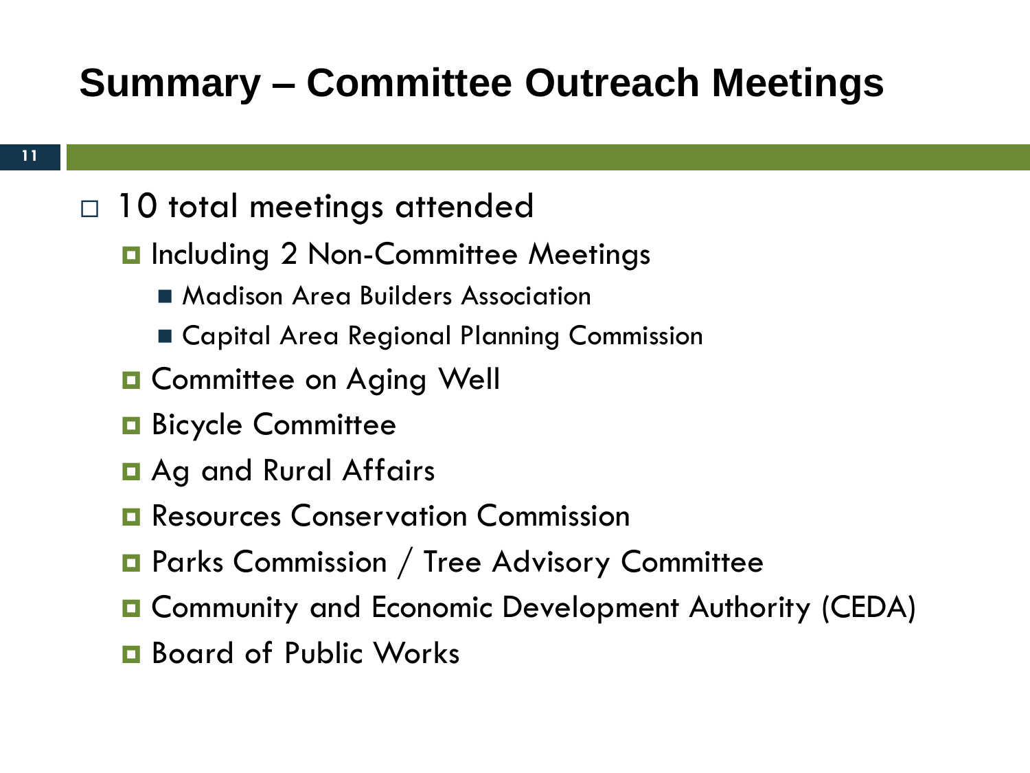# Summary – Committee Outreach Meetings

- 10 total meetings attended
  - Including 2 Non-Committee Meetings
    - Madison Area Builders Association
    - Capital Area Regional Planning Commission
  - Committee on Aging Well
  - Bicycle Committee
  - Ag and Rural Affairs
  - Resources Conservation Commission
  - Parks Commission / Tree Advisory Committee
  - Community and Economic Development Authority (CEDA)
  - Board of Public Works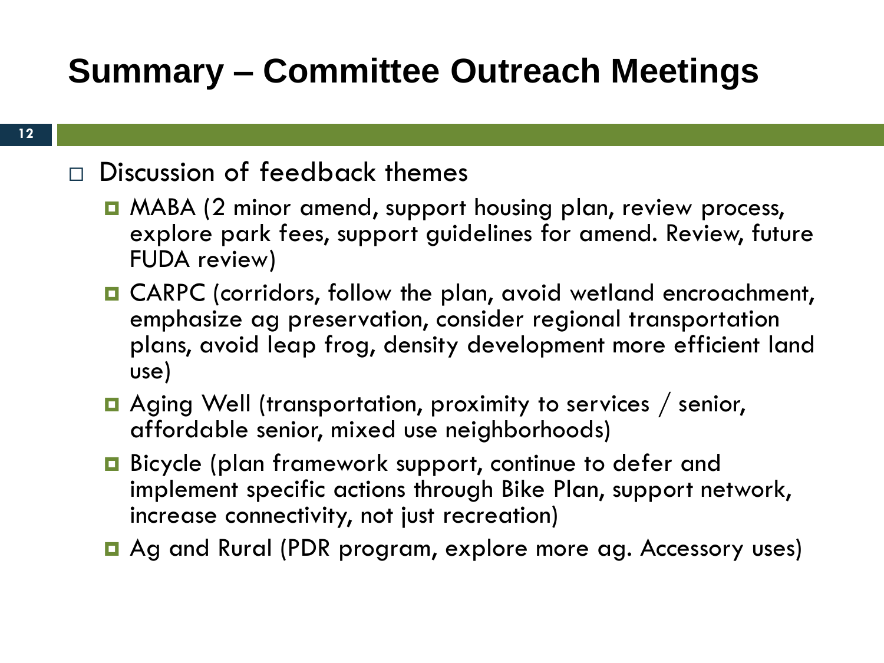# Summary – Committee Outreach Meetings

- Discussion of feedback themes
  - MABA (2 minor amend, support housing plan, review process, explore park fees, support guidelines for amend. Review, future FUDA review)
  - CARPC (corridors, follow the plan, avoid wetland encroachment, emphasize ag preservation, consider regional transportation plans, avoid leap frog, density development more efficient land use)
  - Aging Well (transportation, proximity to services / senior, affordable senior, mixed use neighborhoods)
  - Bicycle (plan framework support, continue to defer and implement specific actions through Bike Plan, support network, increase connectivity, not just recreation)
  - Ag and Rural (PDR program, explore more ag. Accessory uses)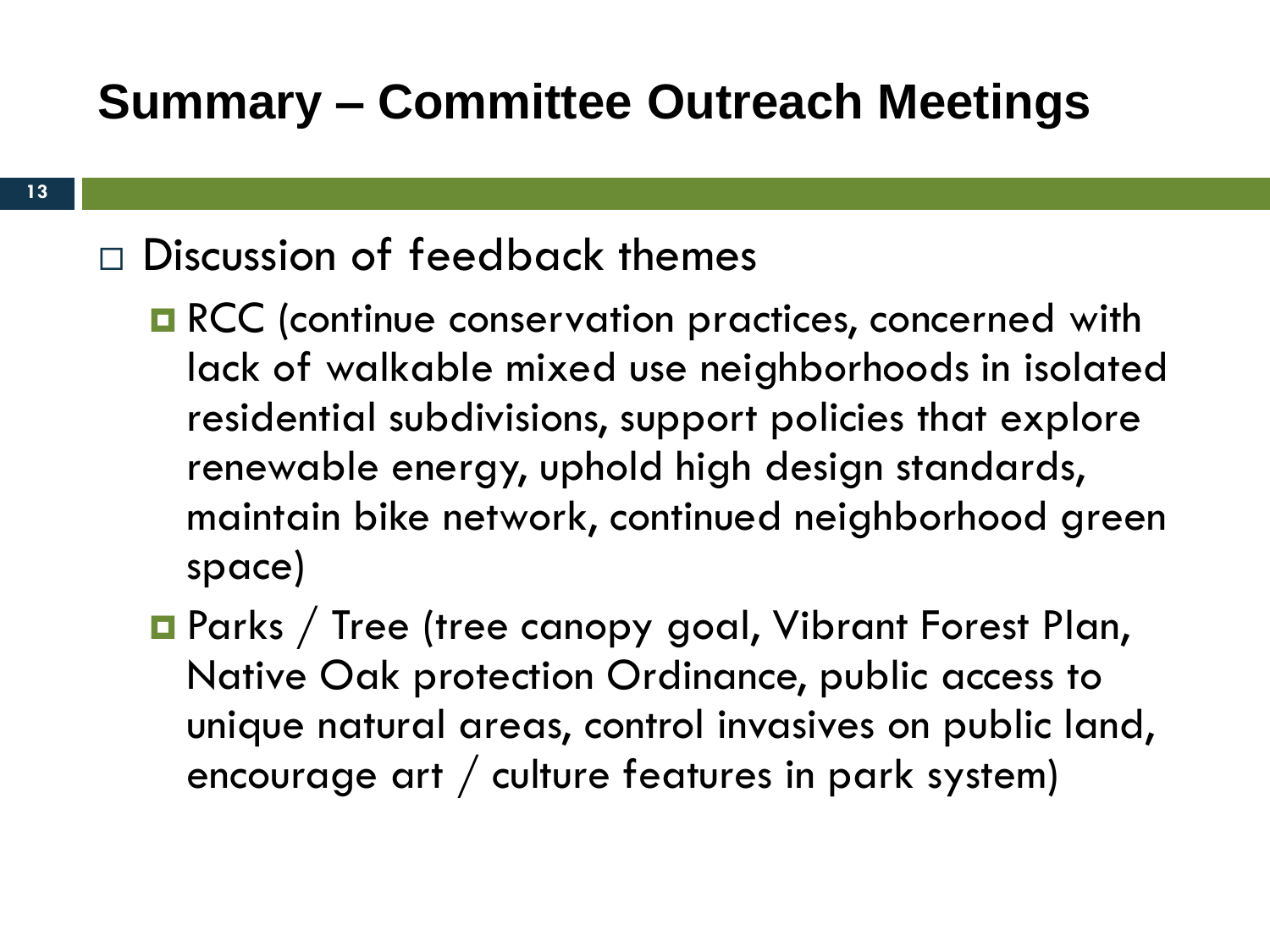# Summary – Committee Outreach Meetings

- Discussion of feedback themes
  - RCC (continue conservation practices, concerned with lack of walkable mixed use neighborhoods in isolated residential subdivisions, support policies that explore renewable energy, uphold high design standards, maintain bike network, continued neighborhood green space)
  - Parks / Tree (tree canopy goal, Vibrant Forest Plan, Native Oak protection Ordinance, public access to unique natural areas, control invasives on public land, encourage art / culture features in park system)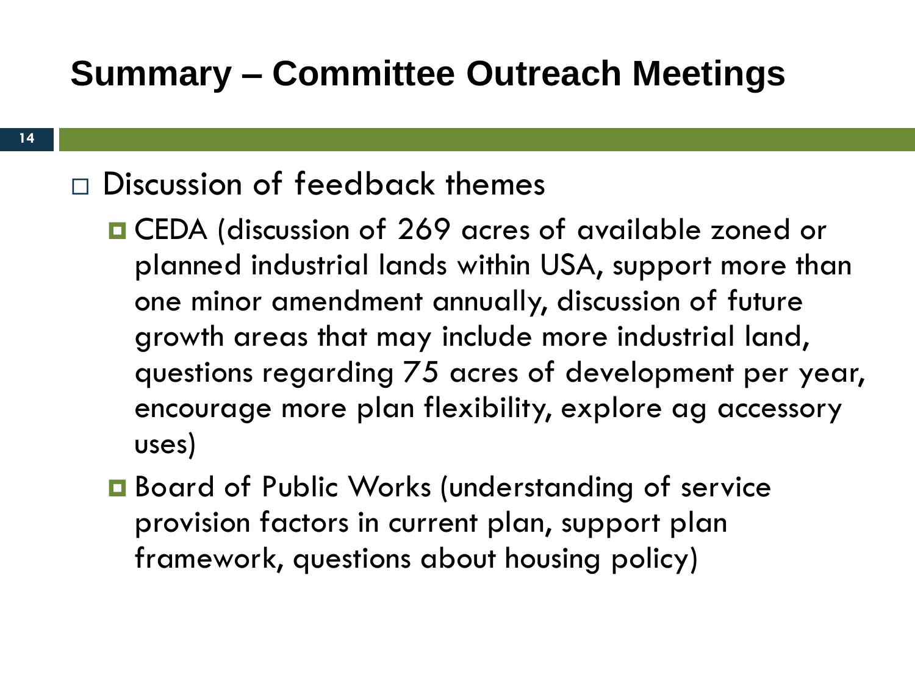# Summary – Committee Outreach Meetings

- Discussion of feedback themes
  - CEDA (discussion of 269 acres of available zoned or planned industrial lands within USA, support more than one minor amendment annually, discussion of future growth areas that may include more industrial land, questions regarding 75 acres of development per year, encourage more plan flexibility, explore ag accessory uses)
  - Board of Public Works (understanding of service provision factors in current plan, support plan framework, questions about housing policy)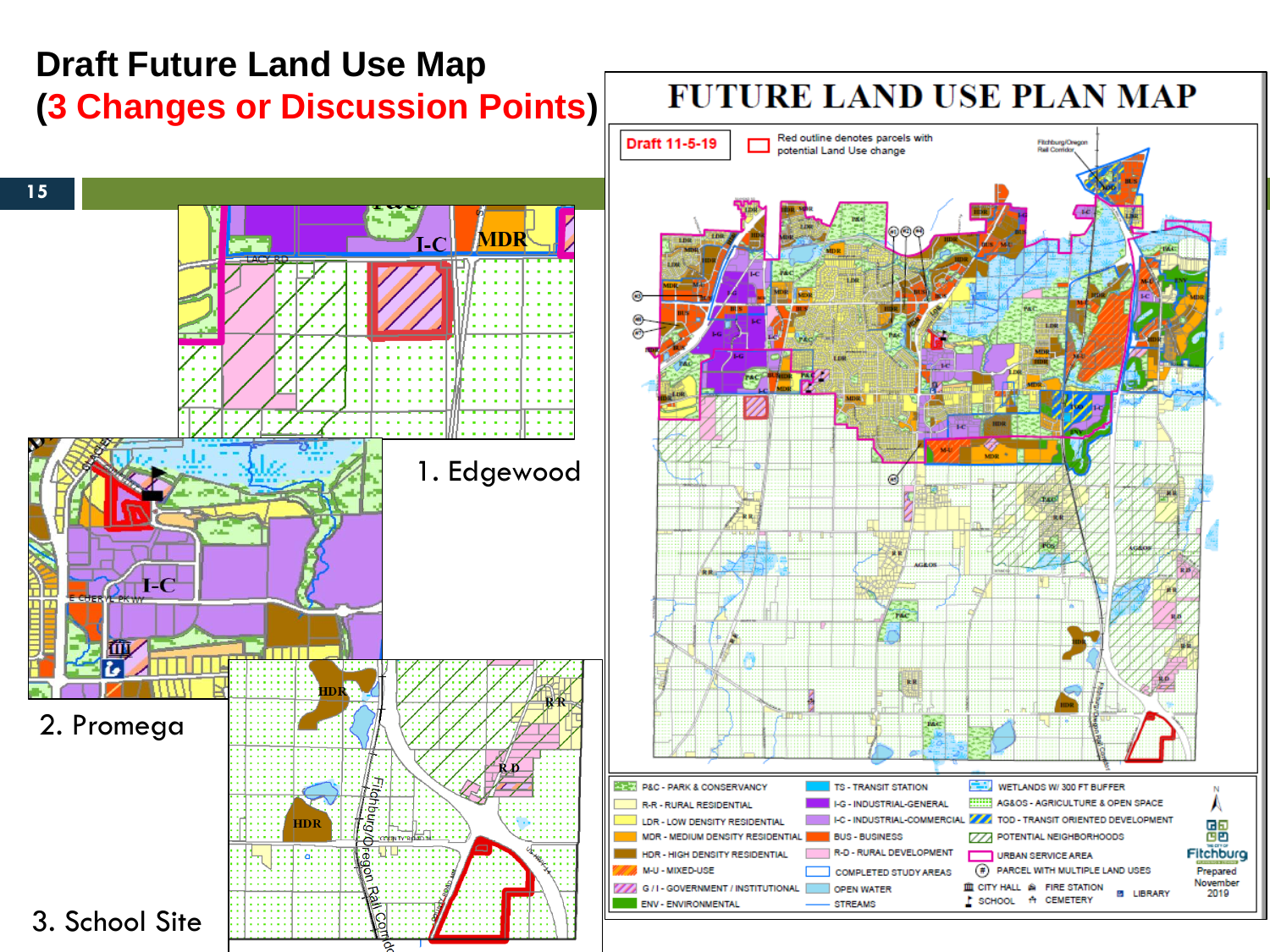# Draft Future Land Use Map (3 Changes or Discussion Points)

1. Edgewood

2. Promega

3. School Site

## FUTURE LAND USE PLAN MAP

Draft 11-5-19

Red outline denotes parcels with potential Land Use change

- P&C - PARK & CONSERVANCY
- R-R - RURAL RESIDENTIAL
- LDR - LOW DENSITY RESIDENTIAL
- MDR - MEDIUM DENSITY RESIDENTIAL
- HDR - HIGH DENSITY RESIDENTIAL
- M-U - MIXED-USE
- G / I - GOVERNMENT / INSTITUTIONAL
- ENV - ENVIRONMENTAL
- TS - TRANSIT STATION
- I-G - INDUSTRIAL-GENERAL
- I-C - INDUSTRIAL-COMMERCIAL
- BUS - BUSINESS
- R-D - RURAL DEVELOPMENT
- COMPLETED STUDY AREAS
- OPEN WATER
- STREAMS
- WETLANDS W/ 300 FT BUFFER
- AG&OS - AGRICULTURE & OPEN SPACE
- TOD - TRANSIT ORIENTED DEVELOPMENT
- POTENTIAL NEIGHBORHOODS
- URBAN SERVICE AREA
- PARCEL WITH MULTIPLE LAND USES
- CITY HALL
- FIRE STATION
- LIBRARY
- SCHOOL
- CEMETERY

Fitchburg

Prepared November 2019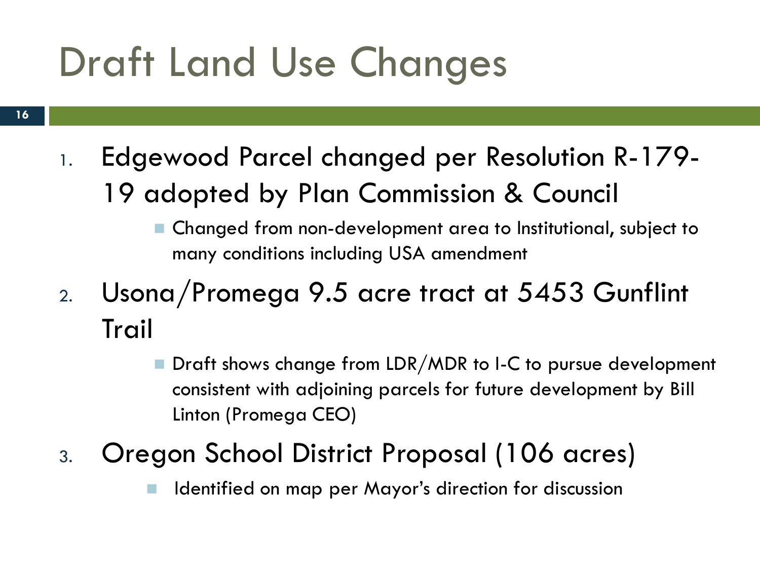# Draft Land Use Changes

1. Edgewood Parcel changed per Resolution R-179-19 adopted by Plan Commission & Council
   - Changed from non-development area to Institutional, subject to many conditions including USA amendment
2. Usona/Promega 9.5 acre tract at 5453 Gunflint Trail
   - Draft shows change from LDR/MDR to I-C to pursue development consistent with adjoining parcels for future development by Bill Linton (Promega CEO)
3. Oregon School District Proposal (106 acres)
   - Identified on map per Mayor's direction for discussion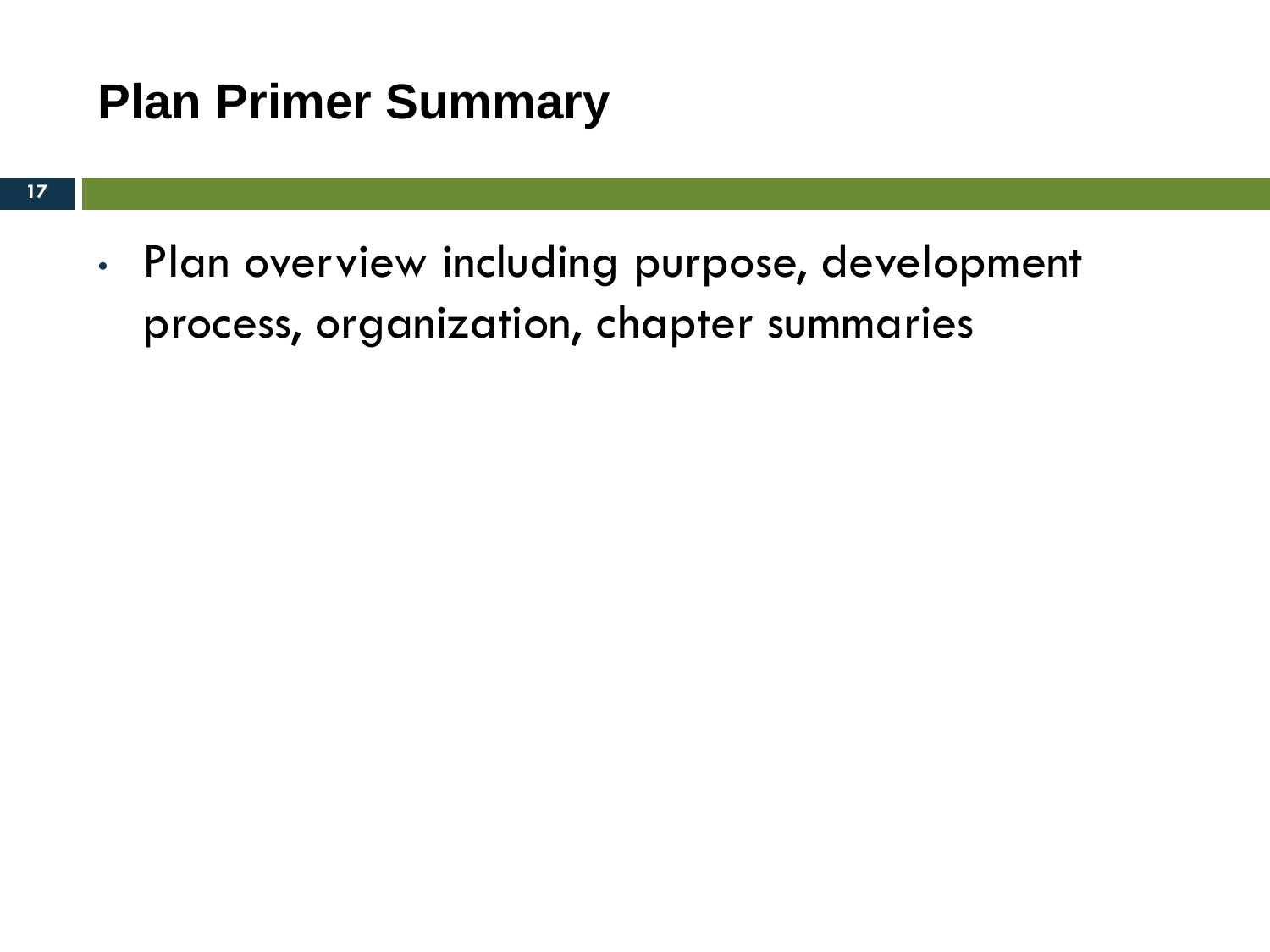# Plan Primer Summary

- Plan overview including purpose, development process, organization, chapter summaries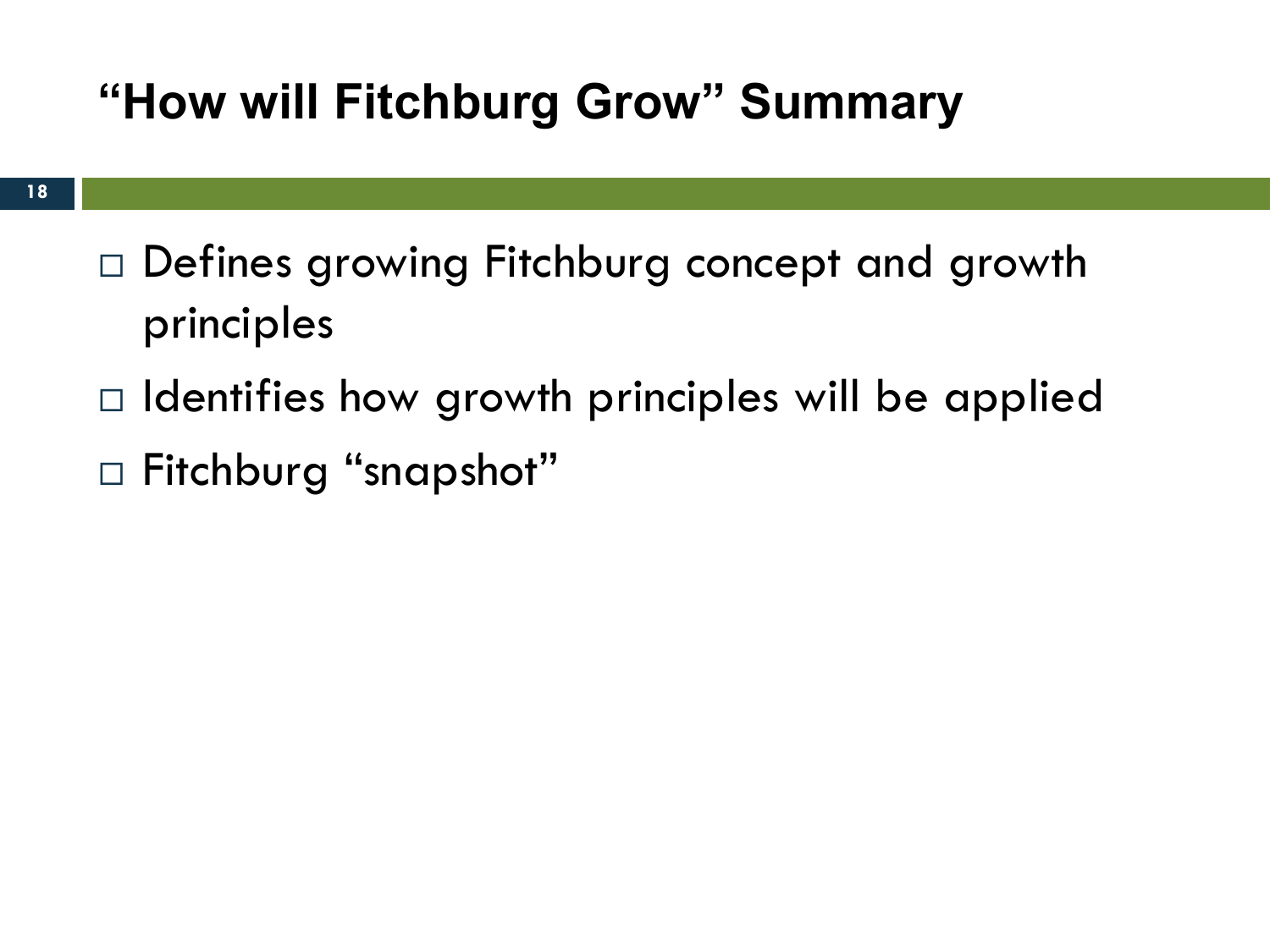# "How will Fitchburg Grow" Summary

- Defines growing Fitchburg concept and growth principles
- Identifies how growth principles will be applied
- Fitchburg "snapshot"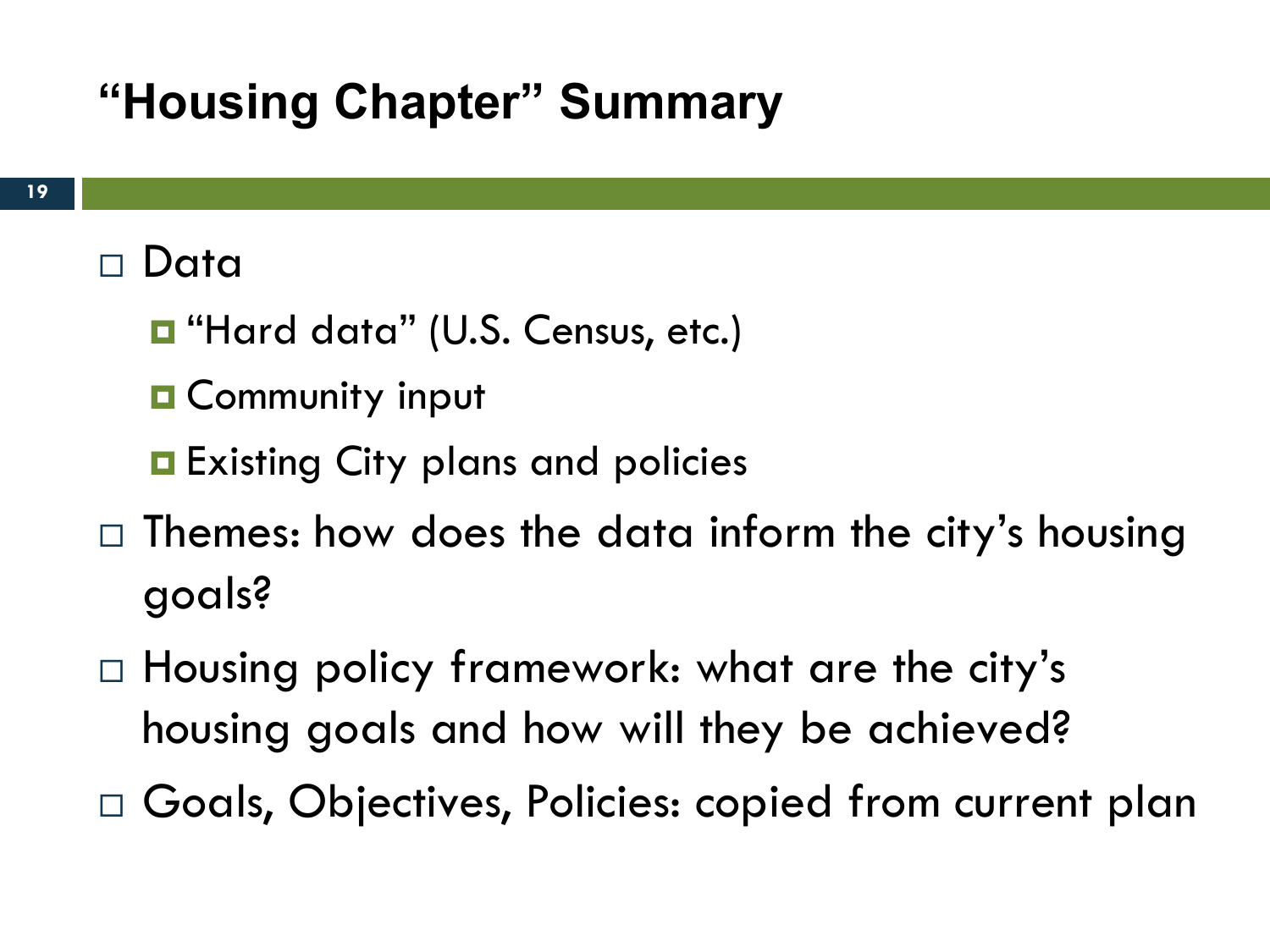# "Housing Chapter" Summary

- Data
  - "Hard data" (U.S. Census, etc.)
  - Community input
  - Existing City plans and policies
- Themes: how does the data inform the city's housing goals?
- Housing policy framework: what are the city's housing goals and how will they be achieved?
- Goals, Objectives, Policies: copied from current plan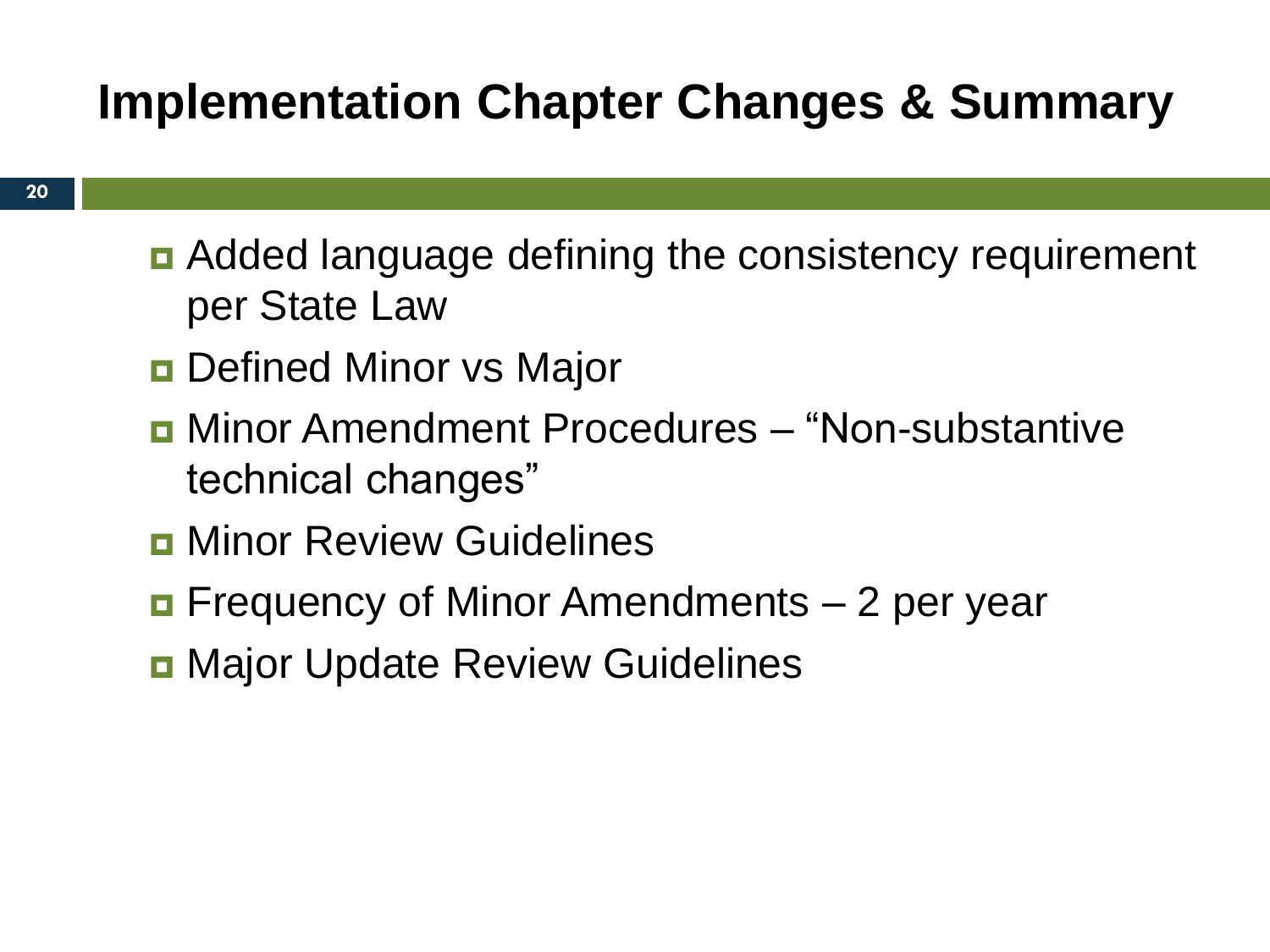# Implementation Chapter Changes & Summary

- Added language defining the consistency requirement per State Law
- Defined Minor vs Major
- Minor Amendment Procedures – “Non-substantive technical changes”
- Minor Review Guidelines
- Frequency of Minor Amendments – 2 per year
- Major Update Review Guidelines